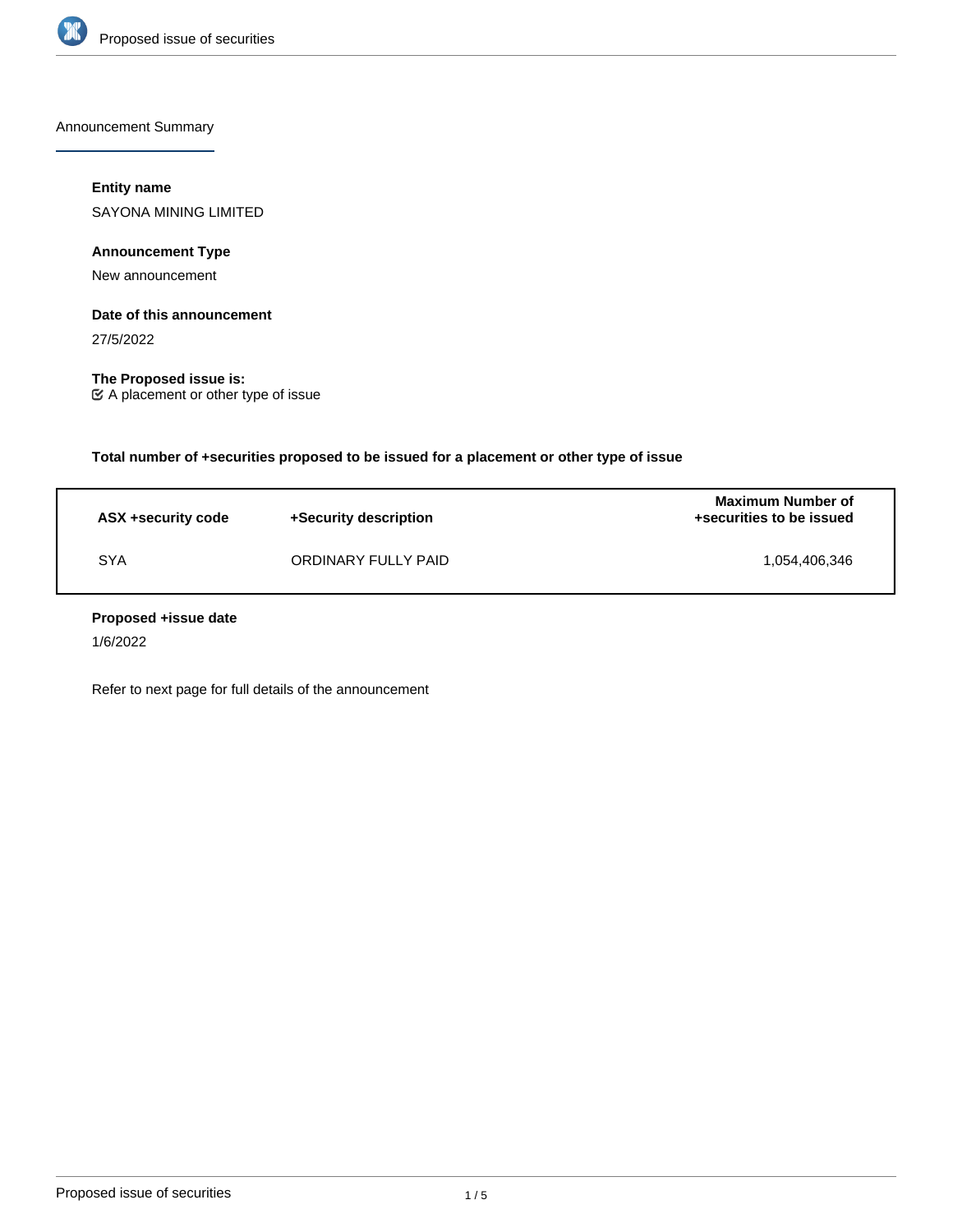## Announcement Summary

**Entity name**

SAYONA MINING LIMITED

**Announcement Type**

New announcement

**Date of this announcement**

27/5/2022

**The Proposed issue is:**

☑ A placement or other type of issue

**Total number of +securities proposed to be issued for a placement or other type of issue**

| ASX +security code | +Security description | Maximum Number of +securities to be issued |
| --- | --- | --- |
| SYA | ORDINARY FULLY PAID | 1,054,406,346 |

**Proposed +issue date**

1/6/2022

Refer to next page for full details of the announcement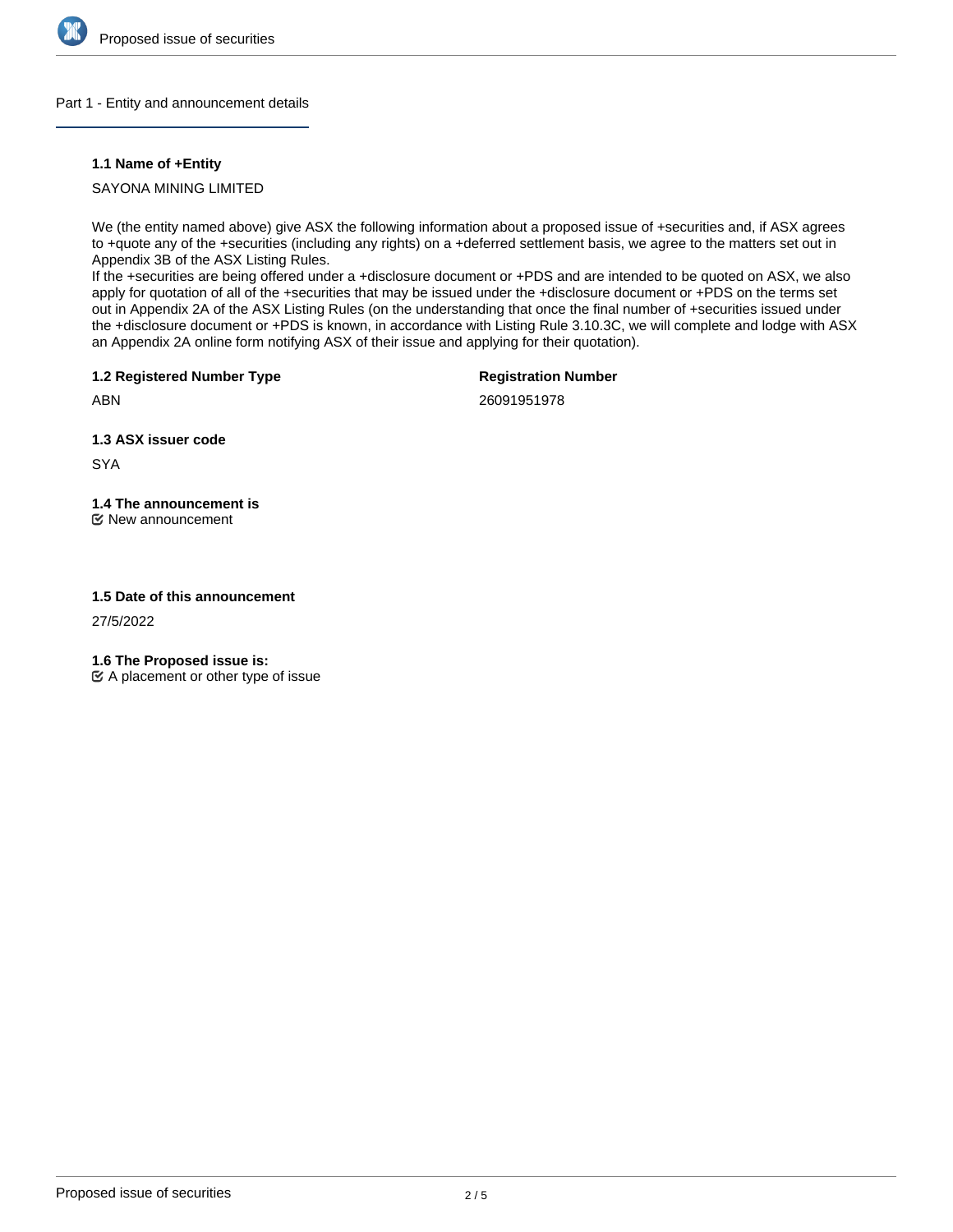## Part 1 - Entity and announcement details

**1.1 Name of +Entity**

SAYONA MINING LIMITED

We (the entity named above) give ASX the following information about a proposed issue of +securities and, if ASX agrees to +quote any of the +securities (including any rights) on a +deferred settlement basis, we agree to the matters set out in Appendix 3B of the ASX Listing Rules.
If the +securities are being offered under a +disclosure document or +PDS and are intended to be quoted on ASX, we also apply for quotation of all of the +securities that may be issued under the +disclosure document or +PDS on the terms set out in Appendix 2A of the ASX Listing Rules (on the understanding that once the final number of +securities issued under the +disclosure document or +PDS is known, in accordance with Listing Rule 3.10.3C, we will complete and lodge with ASX an Appendix 2A online form notifying ASX of their issue and applying for their quotation).

**1.2 Registered Number Type**

ABN

**Registration Number**

26091951978

**1.3 ASX issuer code**

SYA

**1.4 The announcement is**

☑ New announcement

**1.5 Date of this announcement**

27/5/2022

**1.6 The Proposed issue is:**

☑ A placement or other type of issue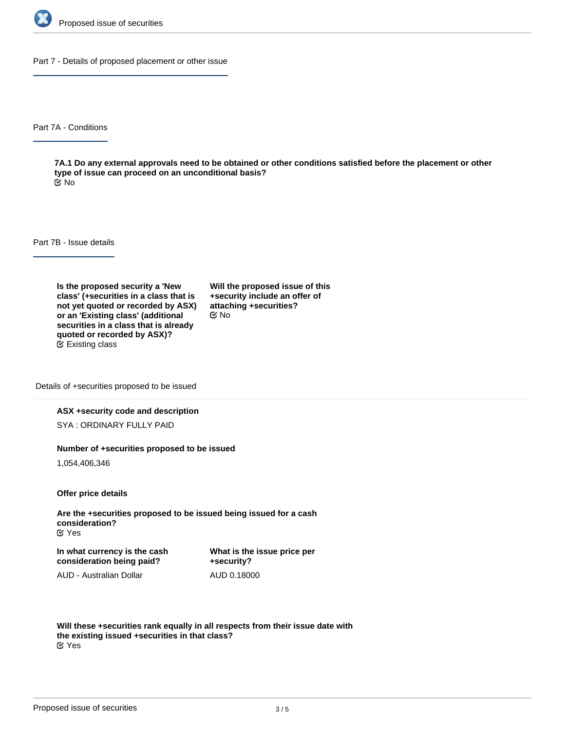## Part 7 - Details of proposed placement or other issue

### Part 7A - Conditions

**7A.1 Do any external approvals need to be obtained or other conditions satisfied before the placement or other type of issue can proceed on an unconditional basis?**

No

### Part 7B - Issue details

**Is the proposed security a 'New class' (+securities in a class that is not yet quoted or recorded by ASX) or an 'Existing class' (additional securities in a class that is already quoted or recorded by ASX)?**

Existing class

**Will the proposed issue of this +security include an offer of attaching +securities?**

No

#### Details of +securities proposed to be issued

**ASX +security code and description**

SYA : ORDINARY FULLY PAID

**Number of +securities proposed to be issued**

1,054,406,346

**Offer price details**

**Are the +securities proposed to be issued being issued for a cash consideration?**

Yes

**In what currency is the cash consideration being paid?**

AUD - Australian Dollar

**What is the issue price per +security?**

AUD 0.18000

**Will these +securities rank equally in all respects from their issue date with the existing issued +securities in that class?**

Yes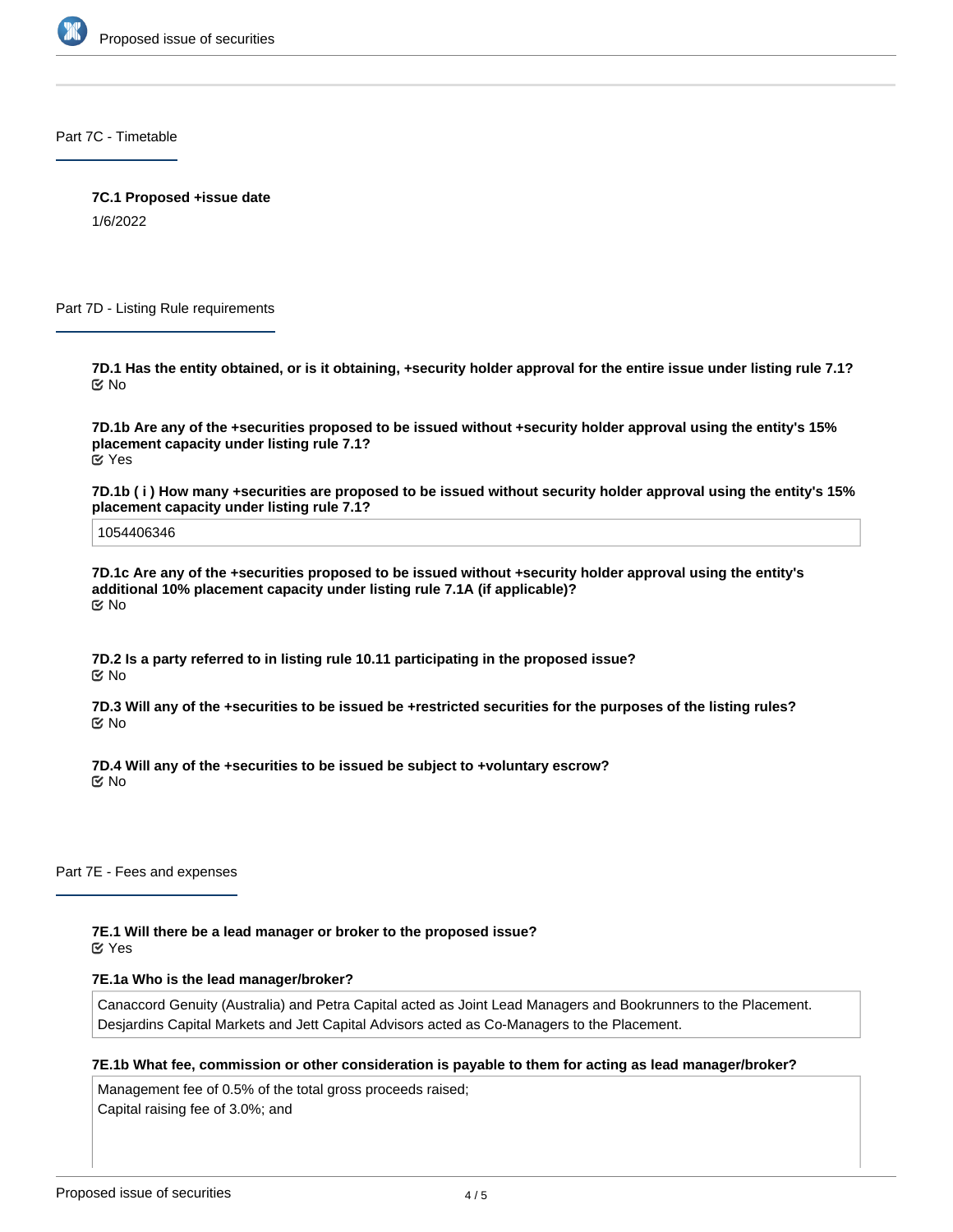## Part 7C - Timetable

**7C.1 Proposed +issue date**

1/6/2022

## Part 7D - Listing Rule requirements

**7D.1 Has the entity obtained, or is it obtaining, +security holder approval for the entire issue under listing rule 7.1?**

No

**7D.1b Are any of the +securities proposed to be issued without +security holder approval using the entity's 15% placement capacity under listing rule 7.1?**

Yes

**7D.1b ( i ) How many +securities are proposed to be issued without security holder approval using the entity's 15% placement capacity under listing rule 7.1?**

1054406346

**7D.1c Are any of the +securities proposed to be issued without +security holder approval using the entity's additional 10% placement capacity under listing rule 7.1A (if applicable)?**

No

**7D.2 Is a party referred to in listing rule 10.11 participating in the proposed issue?**

No

**7D.3 Will any of the +securities to be issued be +restricted securities for the purposes of the listing rules?**

No

**7D.4 Will any of the +securities to be issued be subject to +voluntary escrow?**

No

## Part 7E - Fees and expenses

**7E.1 Will there be a lead manager or broker to the proposed issue?**

Yes

**7E.1a Who is the lead manager/broker?**

Canaccord Genuity (Australia) and Petra Capital acted as Joint Lead Managers and Bookrunners to the Placement.
Desjardins Capital Markets and Jett Capital Advisors acted as Co-Managers to the Placement.

**7E.1b What fee, commission or other consideration is payable to them for acting as lead manager/broker?**

Management fee of 0.5% of the total gross proceeds raised;
Capital raising fee of 3.0%; and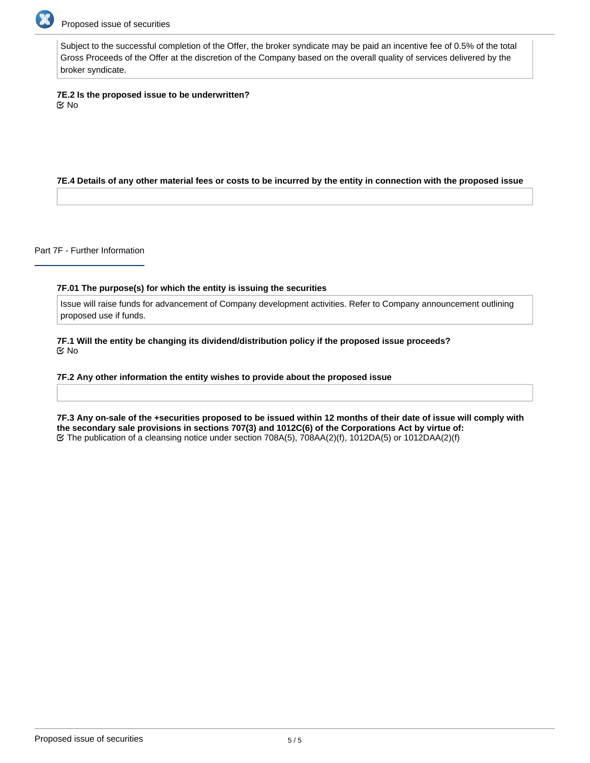Subject to the successful completion of the Offer, the broker syndicate may be paid an incentive fee of 0.5% of the total Gross Proceeds of the Offer at the discretion of the Company based on the overall quality of services delivered by the broker syndicate.

**7E.2 Is the proposed issue to be underwritten?**

☑ No

**7E.4 Details of any other material fees or costs to be incurred by the entity in connection with the proposed issue**

## Part 7F - Further Information

**7F.01 The purpose(s) for which the entity is issuing the securities**

Issue will raise funds for advancement of Company development activities. Refer to Company announcement outlining proposed use if funds.

**7F.1 Will the entity be changing its dividend/distribution policy if the proposed issue proceeds?**

☑ No

**7F.2 Any other information the entity wishes to provide about the proposed issue**

**7F.3 Any on-sale of the +securities proposed to be issued within 12 months of their date of issue will comply with the secondary sale provisions in sections 707(3) and 1012C(6) of the Corporations Act by virtue of:**

☑ The publication of a cleansing notice under section 708A(5), 708AA(2)(f), 1012DA(5) or 1012DAA(2)(f)